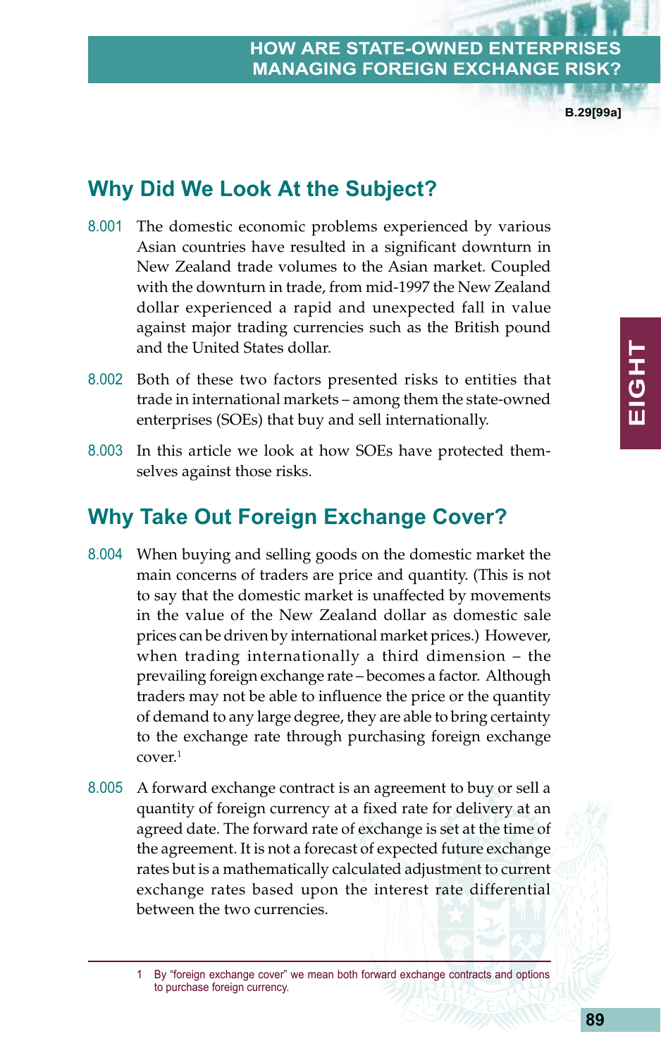# How Are State-Owned Enterprises Managing Foreign Exchange Risk?

## Why Did We Look At the Subject?

8.001 The domestic economic problems experienced by various Asian countries have resulted in a significant downturn in New Zealand trade volumes to the Asian market. Coupled with the downturn in trade, from mid-1997 the New Zealand dollar experienced a rapid and unexpected fall in value against major trading currencies such as the British pound and the United States dollar.

8.002 Both of these two factors presented risks to entities that trade in international markets – among them the state-owned enterprises (SOEs) that buy and sell internationally.

8.003 In this article we look at how SOEs have protected themselves against those risks.

## Why Take Out Foreign Exchange Cover?

8.004 When buying and selling goods on the domestic market the main concerns of traders are price and quantity. (This is not to say that the domestic market is unaffected by movements in the value of the New Zealand dollar as domestic sale prices can be driven by international market prices.) However, when trading internationally a third dimension – the prevailing foreign exchange rate – becomes a factor. Although traders may not be able to influence the price or the quantity of demand to any large degree, they are able to bring certainty to the exchange rate through purchasing foreign exchange cover.[1]

8.005 A forward exchange contract is an agreement to buy or sell a quantity of foreign currency at a fixed rate for delivery at an agreed date. The forward rate of exchange is set at the time of the agreement. It is not a forecast of expected future exchange rates but is a mathematically calculated adjustment to current exchange rates based upon the interest rate differential between the two currencies.

[1] By "foreign exchange cover" we mean both forward exchange contracts and options to purchase foreign currency.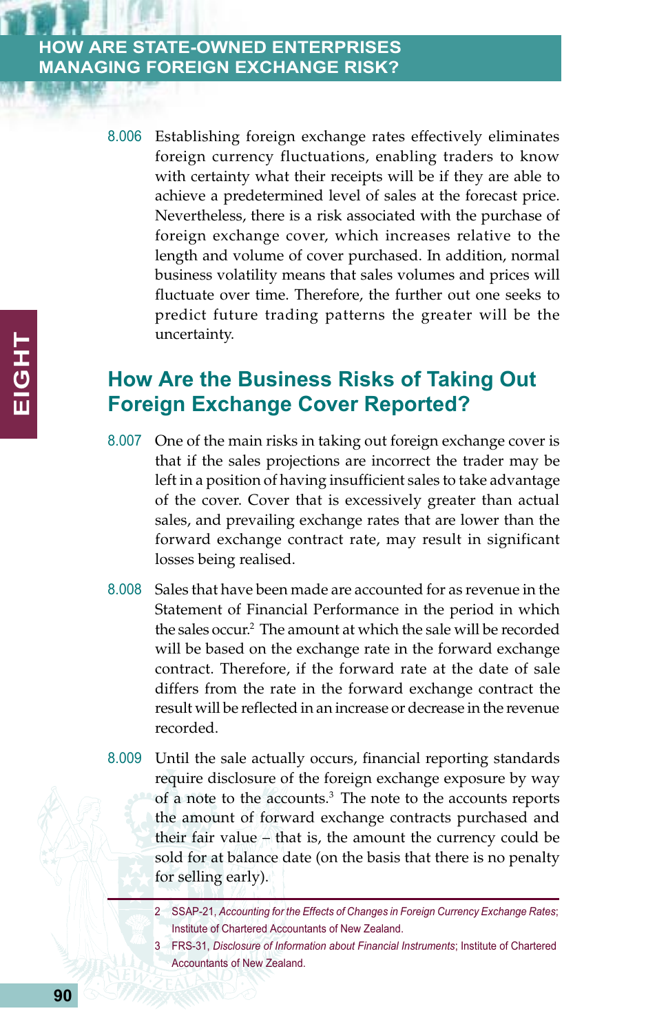8.006 Establishing foreign exchange rates effectively eliminates foreign currency fluctuations, enabling traders to know with certainty what their receipts will be if they are able to achieve a predetermined level of sales at the forecast price. Nevertheless, there is a risk associated with the purchase of foreign exchange cover, which increases relative to the length and volume of cover purchased. In addition, normal business volatility means that sales volumes and prices will fluctuate over time. Therefore, the further out one seeks to predict future trading patterns the greater will be the uncertainty.

## How Are the Business Risks of Taking Out Foreign Exchange Cover Reported?

8.007 One of the main risks in taking out foreign exchange cover is that if the sales projections are incorrect the trader may be left in a position of having insufficient sales to take advantage of the cover. Cover that is excessively greater than actual sales, and prevailing exchange rates that are lower than the forward exchange contract rate, may result in significant losses being realised.

8.008 Sales that have been made are accounted for as revenue in the Statement of Financial Performance in the period in which the sales occur.[2] The amount at which the sale will be recorded will be based on the exchange rate in the forward exchange contract. Therefore, if the forward rate at the date of sale differs from the rate in the forward exchange contract the result will be reflected in an increase or decrease in the revenue recorded.

8.009 Until the sale actually occurs, financial reporting standards require disclosure of the foreign exchange exposure by way of a note to the accounts.[3] The note to the accounts reports the amount of forward exchange contracts purchased and their fair value – that is, the amount the currency could be sold for at balance date (on the basis that there is no penalty for selling early).

---

2 SSAP-21, *Accounting for the Effects of Changes in Foreign Currency Exchange Rates*; Institute of Chartered Accountants of New Zealand.

3 FRS-31, *Disclosure of Information about Financial Instruments*; Institute of Chartered Accountants of New Zealand.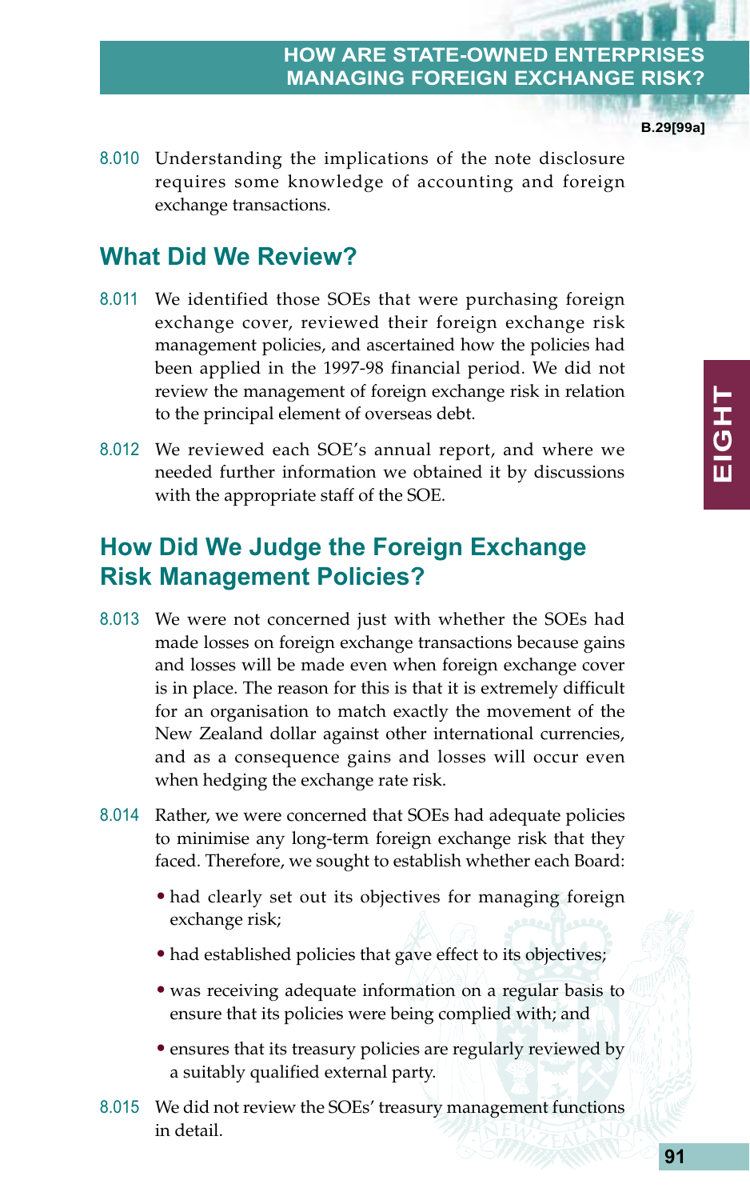8.010 Understanding the implications of the note disclosure requires some knowledge of accounting and foreign exchange transactions.

## What Did We Review?

8.011 We identified those SOEs that were purchasing foreign exchange cover, reviewed their foreign exchange risk management policies, and ascertained how the policies had been applied in the 1997-98 financial period. We did not review the management of foreign exchange risk in relation to the principal element of overseas debt.

8.012 We reviewed each SOE's annual report, and where we needed further information we obtained it by discussions with the appropriate staff of the SOE.

## How Did We Judge the Foreign Exchange Risk Management Policies?

8.013 We were not concerned just with whether the SOEs had made losses on foreign exchange transactions because gains and losses will be made even when foreign exchange cover is in place. The reason for this is that it is extremely difficult for an organisation to match exactly the movement of the New Zealand dollar against other international currencies, and as a consequence gains and losses will occur even when hedging the exchange rate risk.

8.014 Rather, we were concerned that SOEs had adequate policies to minimise any long-term foreign exchange risk that they faced. Therefore, we sought to establish whether each Board:

- had clearly set out its objectives for managing foreign exchange risk;
- had established policies that gave effect to its objectives;
- was receiving adequate information on a regular basis to ensure that its policies were being complied with; and
- ensures that its treasury policies are regularly reviewed by a suitably qualified external party.

8.015 We did not review the SOEs' treasury management functions in detail.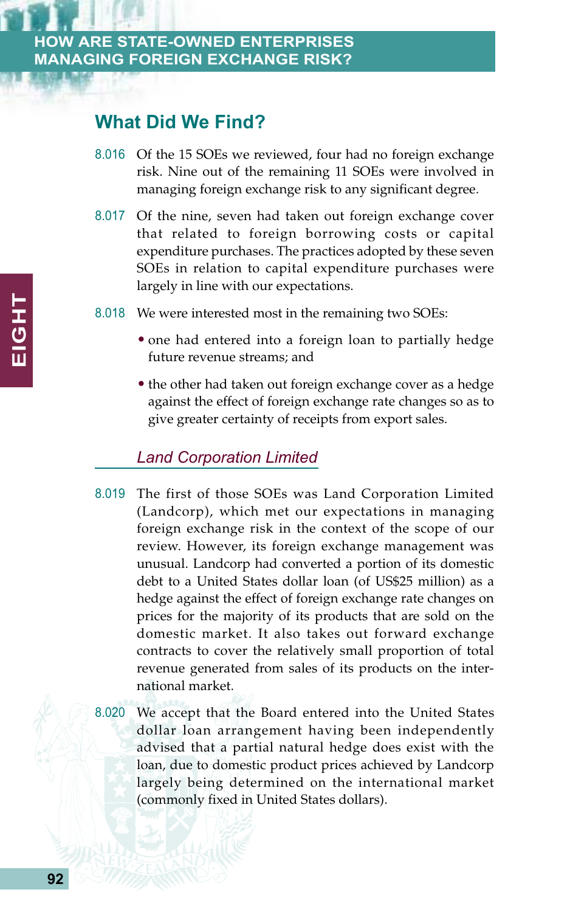## What Did We Find?

8.016 Of the 15 SOEs we reviewed, four had no foreign exchange risk. Nine out of the remaining 11 SOEs were involved in managing foreign exchange risk to any significant degree.

8.017 Of the nine, seven had taken out foreign exchange cover that related to foreign borrowing costs or capital expenditure purchases. The practices adopted by these seven SOEs in relation to capital expenditure purchases were largely in line with our expectations.

8.018 We were interested most in the remaining two SOEs:

- one had entered into a foreign loan to partially hedge future revenue streams; and
- the other had taken out foreign exchange cover as a hedge against the effect of foreign exchange rate changes so as to give greater certainty of receipts from export sales.

### *Land Corporation Limited*

8.019 The first of those SOEs was Land Corporation Limited (Landcorp), which met our expectations in managing foreign exchange risk in the context of the scope of our review. However, its foreign exchange management was unusual. Landcorp had converted a portion of its domestic debt to a United States dollar loan (of US$25 million) as a hedge against the effect of foreign exchange rate changes on prices for the majority of its products that are sold on the domestic market. It also takes out forward exchange contracts to cover the relatively small proportion of total revenue generated from sales of its products on the international market.

8.020 We accept that the Board entered into the United States dollar loan arrangement having been independently advised that a partial natural hedge does exist with the loan, due to domestic product prices achieved by Landcorp largely being determined on the international market (commonly fixed in United States dollars).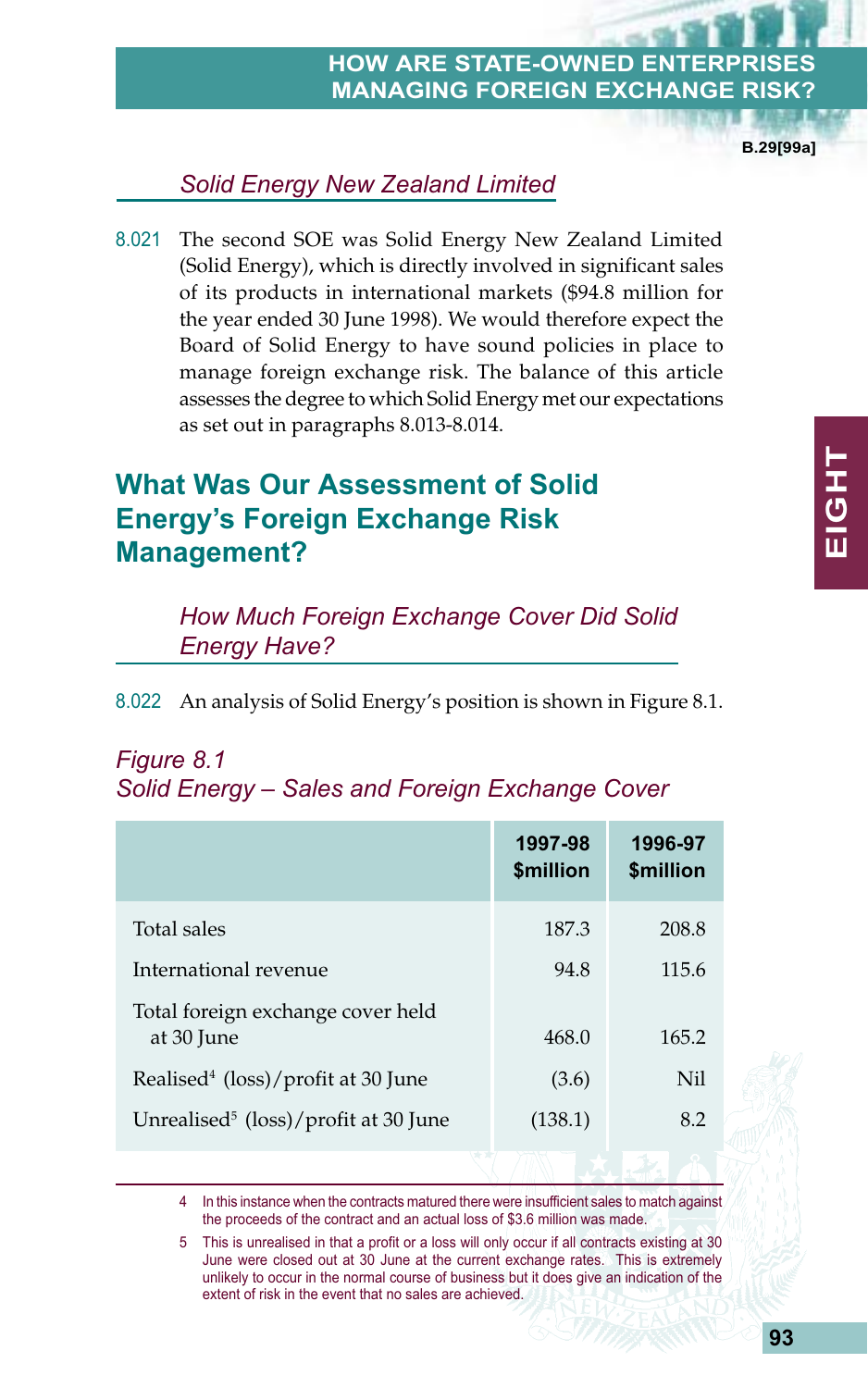### *Solid Energy New Zealand Limited*

8.021 The second SOE was Solid Energy New Zealand Limited (Solid Energy), which is directly involved in significant sales of its products in international markets ($94.8 million for the year ended 30 June 1998). We would therefore expect the Board of Solid Energy to have sound policies in place to manage foreign exchange risk. The balance of this article assesses the degree to which Solid Energy met our expectations as set out in paragraphs 8.013-8.014.

## What Was Our Assessment of Solid Energy's Foreign Exchange Risk Management?

### *How Much Foreign Exchange Cover Did Solid Energy Have?*

8.022 An analysis of Solid Energy's position is shown in Figure 8.1.

*Figure 8.1*
*Solid Energy – Sales and Foreign Exchange Cover*

| | 1997-98 $million | 1996-97 $million |
|---|---|---|
| Total sales | 187.3 | 208.8 |
| International revenue | 94.8 | 115.6 |
| Total foreign exchange cover held at 30 June | 468.0 | 165.2 |
| Realised[4] (loss)/profit at 30 June | (3.6) | Nil |
| Unrealised[5] (loss)/profit at 30 June | (138.1) | 8.2 |

4 In this instance when the contracts matured there were insufficient sales to match against the proceeds of the contract and an actual loss of $3.6 million was made.

5 This is unrealised in that a profit or a loss will only occur if all contracts existing at 30 June were closed out at 30 June at the current exchange rates. This is extremely unlikely to occur in the normal course of business but it does give an indication of the extent of risk in the event that no sales are achieved.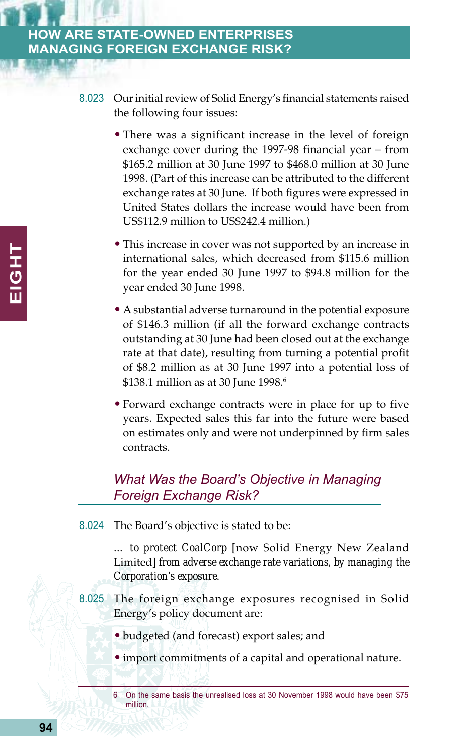8.023 Our initial review of Solid Energy's financial statements raised the following four issues:

- There was a significant increase in the level of foreign exchange cover during the 1997-98 financial year – from $165.2 million at 30 June 1997 to $468.0 million at 30 June 1998. (Part of this increase can be attributed to the different exchange rates at 30 June. If both figures were expressed in United States dollars the increase would have been from US$112.9 million to US$242.4 million.)
- This increase in cover was not supported by an increase in international sales, which decreased from $115.6 million for the year ended 30 June 1997 to $94.8 million for the year ended 30 June 1998.
- A substantial adverse turnaround in the potential exposure of $146.3 million (if all the forward exchange contracts outstanding at 30 June had been closed out at the exchange rate at that date), resulting from turning a potential profit of $8.2 million as at 30 June 1997 into a potential loss of $138.1 million as at 30 June 1998.[6]
- Forward exchange contracts were in place for up to five years. Expected sales this far into the future were based on estimates only and were not underpinned by firm sales contracts.

### *What Was the Board's Objective in Managing Foreign Exchange Risk?*

8.024 The Board's objective is stated to be:

> ... *to protect CoalCorp* [now Solid Energy New Zealand Limited] *from adverse exchange rate variations, by managing the Corporation's exposure.*

8.025 The foreign exchange exposures recognised in Solid Energy's policy document are:

- budgeted (and forecast) export sales; and
- import commitments of a capital and operational nature.

---

6 On the same basis the unrealised loss at 30 November 1998 would have been $75 million.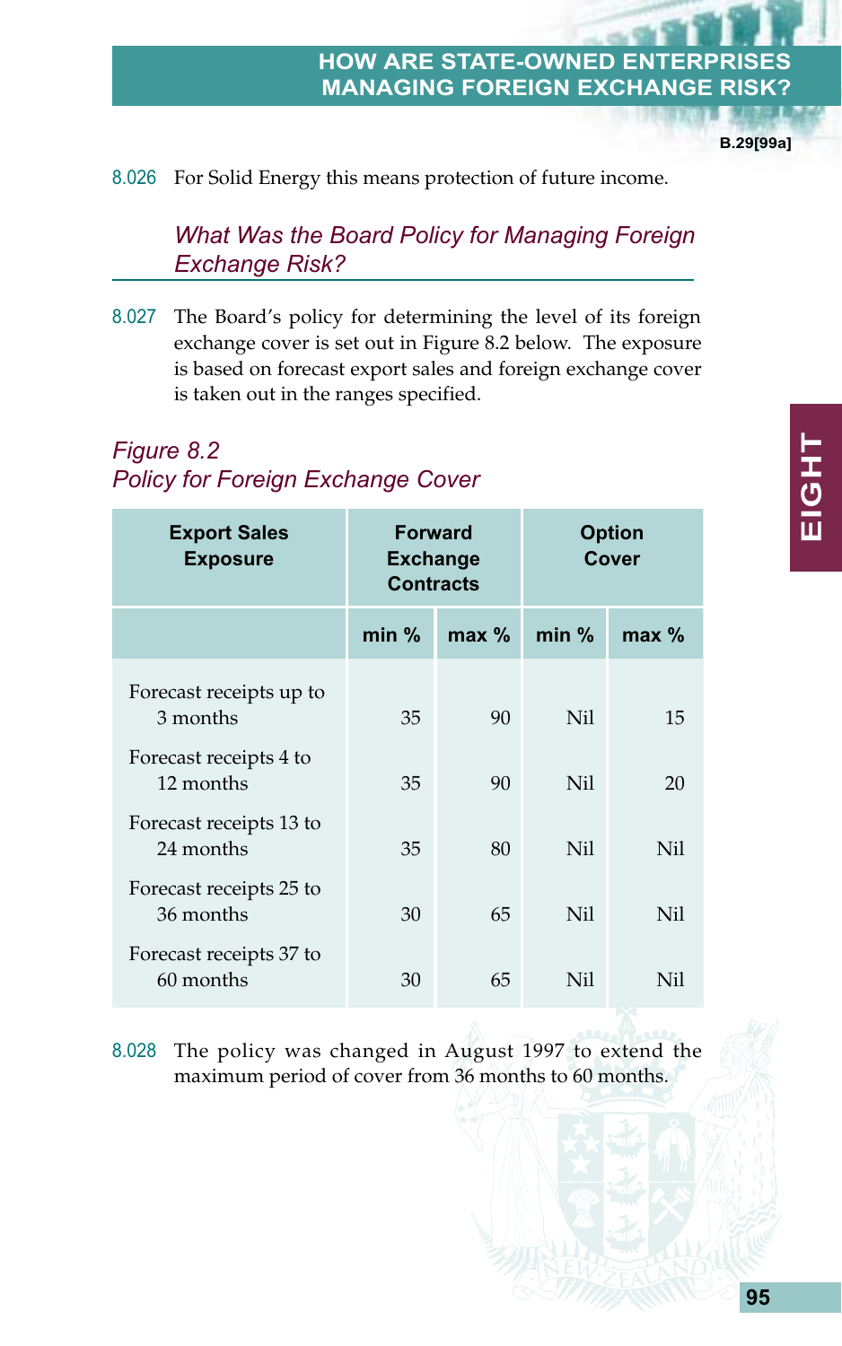8.026 For Solid Energy this means protection of future income.

### *What Was the Board Policy for Managing Foreign Exchange Risk?*

8.027 The Board's policy for determining the level of its foreign exchange cover is set out in Figure 8.2 below. The exposure is based on forecast export sales and foreign exchange cover is taken out in the ranges specified.

*Figure 8.2*
*Policy for Foreign Exchange Cover*

| Export Sales Exposure | Forward Exchange Contracts | | Option Cover | |
|---|---|---|---|---|
| | min % | max % | min % | max % |
| Forecast receipts up to 3 months | 35 | 90 | Nil | 15 |
| Forecast receipts 4 to 12 months | 35 | 90 | Nil | 20 |
| Forecast receipts 13 to 24 months | 35 | 80 | Nil | Nil |
| Forecast receipts 25 to 36 months | 30 | 65 | Nil | Nil |
| Forecast receipts 37 to 60 months | 30 | 65 | Nil | Nil |

8.028 The policy was changed in August 1997 to extend the maximum period of cover from 36 months to 60 months.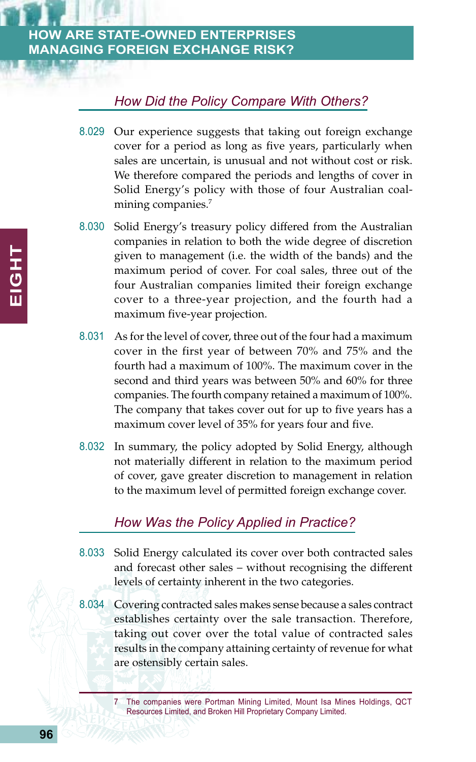### How Did the Policy Compare With Others?

8.029 Our experience suggests that taking out foreign exchange cover for a period as long as five years, particularly when sales are uncertain, is unusual and not without cost or risk. We therefore compared the periods and lengths of cover in Solid Energy's policy with those of four Australian coal-mining companies.[7]

8.030 Solid Energy's treasury policy differed from the Australian companies in relation to both the wide degree of discretion given to management (i.e. the width of the bands) and the maximum period of cover. For coal sales, three out of the four Australian companies limited their foreign exchange cover to a three-year projection, and the fourth had a maximum five-year projection.

8.031 As for the level of cover, three out of the four had a maximum cover in the first year of between 70% and 75% and the fourth had a maximum of 100%. The maximum cover in the second and third years was between 50% and 60% for three companies. The fourth company retained a maximum of 100%. The company that takes cover out for up to five years has a maximum cover level of 35% for years four and five.

8.032 In summary, the policy adopted by Solid Energy, although not materially different in relation to the maximum period of cover, gave greater discretion to management in relation to the maximum level of permitted foreign exchange cover.

### How Was the Policy Applied in Practice?

8.033 Solid Energy calculated its cover over both contracted sales and forecast other sales – without recognising the different levels of certainty inherent in the two categories.

8.034 Covering contracted sales makes sense because a sales contract establishes certainty over the sale transaction. Therefore, taking out cover over the total value of contracted sales results in the company attaining certainty of revenue for what are ostensibly certain sales.

---

7 The companies were Portman Mining Limited, Mount Isa Mines Holdings, QCT Resources Limited, and Broken Hill Proprietary Company Limited.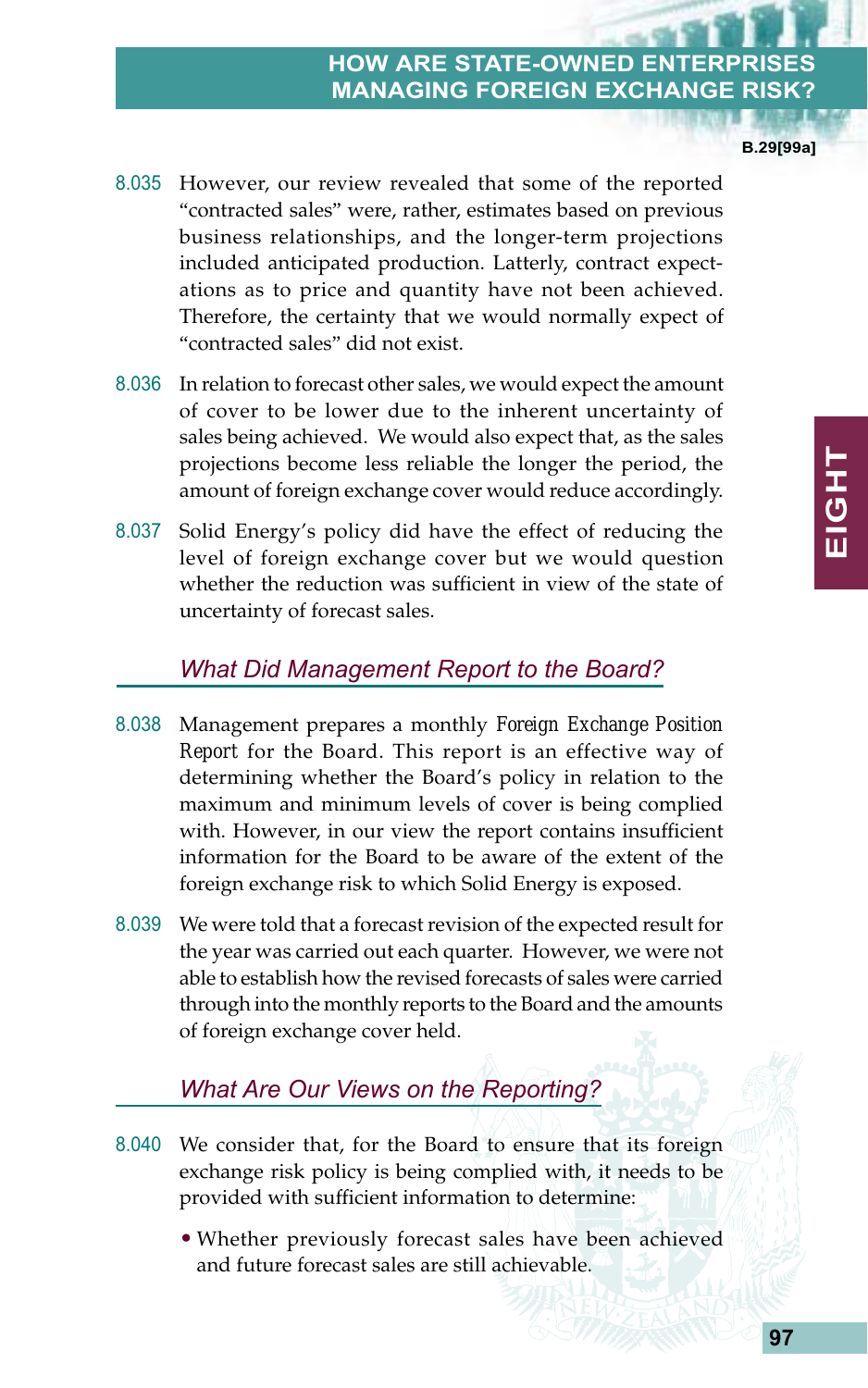8.035 However, our review revealed that some of the reported "contracted sales" were, rather, estimates based on previous business relationships, and the longer-term projections included anticipated production. Latterly, contract expectations as to price and quantity have not been achieved. Therefore, the certainty that we would normally expect of "contracted sales" did not exist.

8.036 In relation to forecast other sales, we would expect the amount of cover to be lower due to the inherent uncertainty of sales being achieved. We would also expect that, as the sales projections become less reliable the longer the period, the amount of foreign exchange cover would reduce accordingly.

8.037 Solid Energy's policy did have the effect of reducing the level of foreign exchange cover but we would question whether the reduction was sufficient in view of the state of uncertainty of forecast sales.

### *What Did Management Report to the Board?*

8.038 Management prepares a monthly *Foreign Exchange Position Report* for the Board. This report is an effective way of determining whether the Board's policy in relation to the maximum and minimum levels of cover is being complied with. However, in our view the report contains insufficient information for the Board to be aware of the extent of the foreign exchange risk to which Solid Energy is exposed.

8.039 We were told that a forecast revision of the expected result for the year was carried out each quarter. However, we were not able to establish how the revised forecasts of sales were carried through into the monthly reports to the Board and the amounts of foreign exchange cover held.

### *What Are Our Views on the Reporting?*

8.040 We consider that, for the Board to ensure that its foreign exchange risk policy is being complied with, it needs to be provided with sufficient information to determine:

- Whether previously forecast sales have been achieved and future forecast sales are still achievable.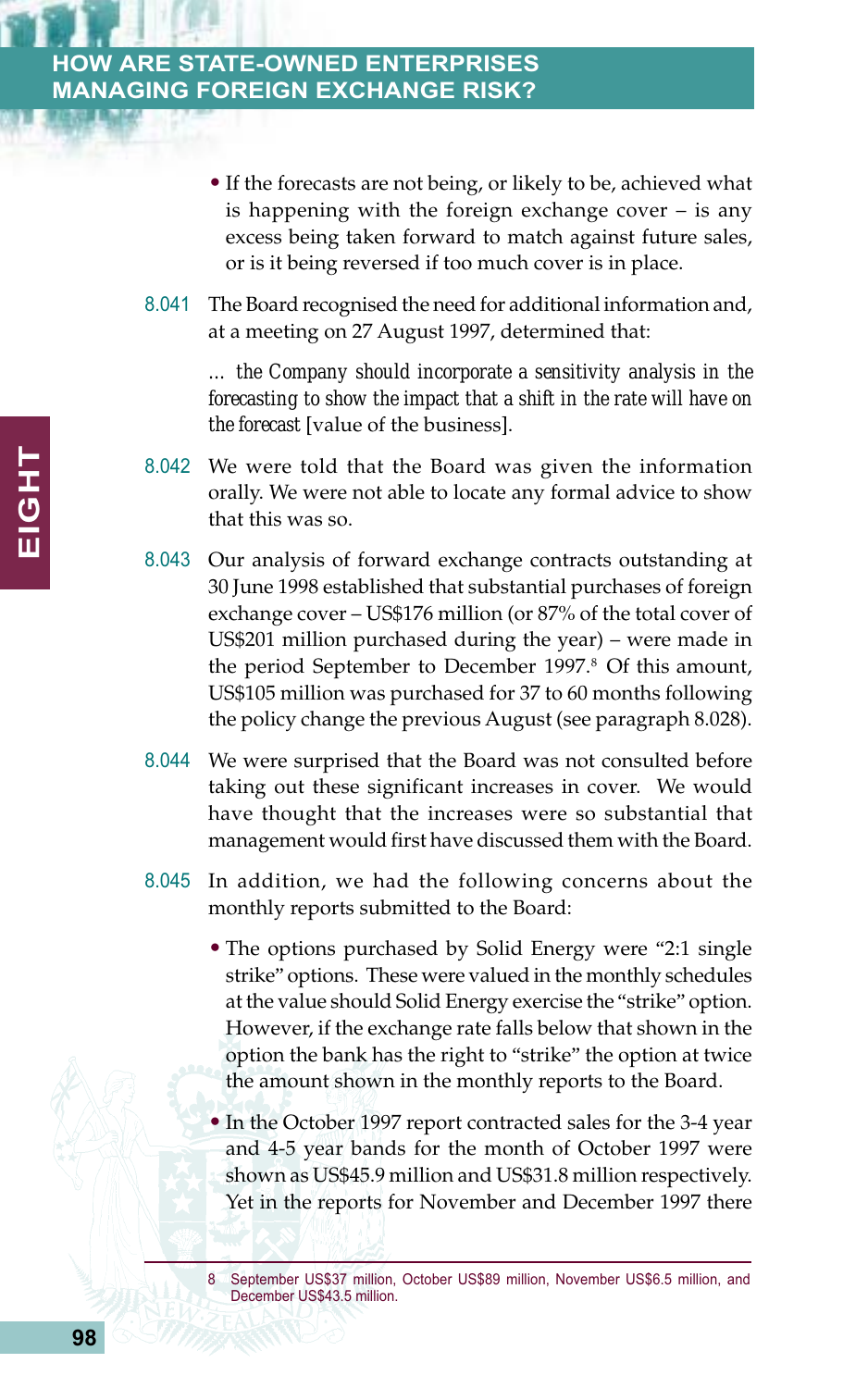- If the forecasts are not being, or likely to be, achieved what is happening with the foreign exchange cover – is any excess being taken forward to match against future sales, or is it being reversed if too much cover is in place.

8.041 The Board recognised the need for additional information and, at a meeting on 27 August 1997, determined that:

> ... *the Company should incorporate a sensitivity analysis in the forecasting to show the impact that a shift in the rate will have on the forecast* [value of the business].

8.042 We were told that the Board was given the information orally. We were not able to locate any formal advice to show that this was so.

8.043 Our analysis of forward exchange contracts outstanding at 30 June 1998 established that substantial purchases of foreign exchange cover – US$176 million (or 87% of the total cover of US$201 million purchased during the year) – were made in the period September to December 1997.[8] Of this amount, US$105 million was purchased for 37 to 60 months following the policy change the previous August (see paragraph 8.028).

8.044 We were surprised that the Board was not consulted before taking out these significant increases in cover. We would have thought that the increases were so substantial that management would first have discussed them with the Board.

8.045 In addition, we had the following concerns about the monthly reports submitted to the Board:

- The options purchased by Solid Energy were "2:1 single strike" options. These were valued in the monthly schedules at the value should Solid Energy exercise the "strike" option. However, if the exchange rate falls below that shown in the option the bank has the right to "strike" the option at twice the amount shown in the monthly reports to the Board.
- In the October 1997 report contracted sales for the 3-4 year and 4-5 year bands for the month of October 1997 were shown as US$45.9 million and US$31.8 million respectively. Yet in the reports for November and December 1997 there

---

8 September US$37 million, October US$89 million, November US$6.5 million, and December US$43.5 million.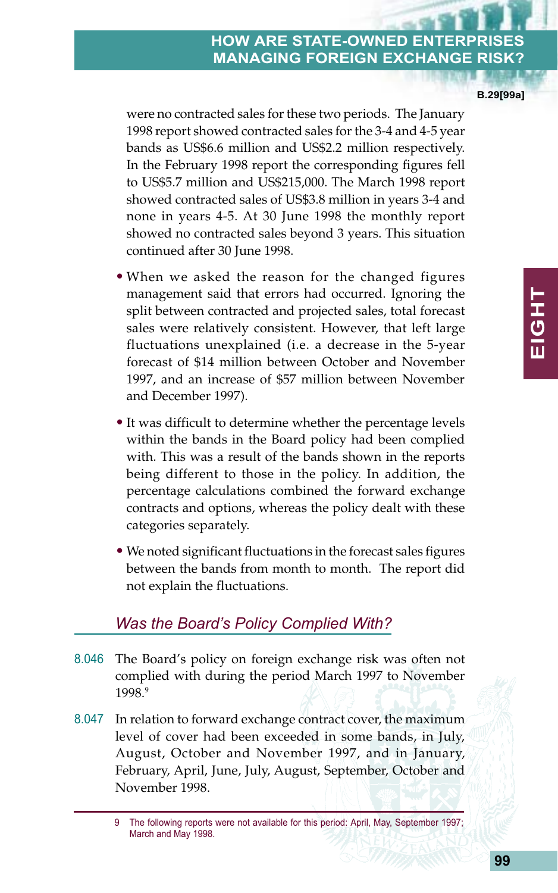were no contracted sales for these two periods. The January 1998 report showed contracted sales for the 3-4 and 4-5 year bands as US$6.6 million and US$2.2 million respectively. In the February 1998 report the corresponding figures fell to US$5.7 million and US$215,000. The March 1998 report showed contracted sales of US$3.8 million in years 3-4 and none in years 4-5. At 30 June 1998 the monthly report showed no contracted sales beyond 3 years. This situation continued after 30 June 1998.

- When we asked the reason for the changed figures management said that errors had occurred. Ignoring the split between contracted and projected sales, total forecast sales were relatively consistent. However, that left large fluctuations unexplained (i.e. a decrease in the 5-year forecast of $14 million between October and November 1997, and an increase of $57 million between November and December 1997).
- It was difficult to determine whether the percentage levels within the bands in the Board policy had been complied with. This was a result of the bands shown in the reports being different to those in the policy. In addition, the percentage calculations combined the forward exchange contracts and options, whereas the policy dealt with these categories separately.
- We noted significant fluctuations in the forecast sales figures between the bands from month to month. The report did not explain the fluctuations.

## *Was the Board's Policy Complied With?*

8.046 The Board's policy on foreign exchange risk was often not complied with during the period March 1997 to November 1998.[9]

8.047 In relation to forward exchange contract cover, the maximum level of cover had been exceeded in some bands, in July, August, October and November 1997, and in January, February, April, June, July, August, September, October and November 1998.

9 The following reports were not available for this period: April, May, September 1997; March and May 1998.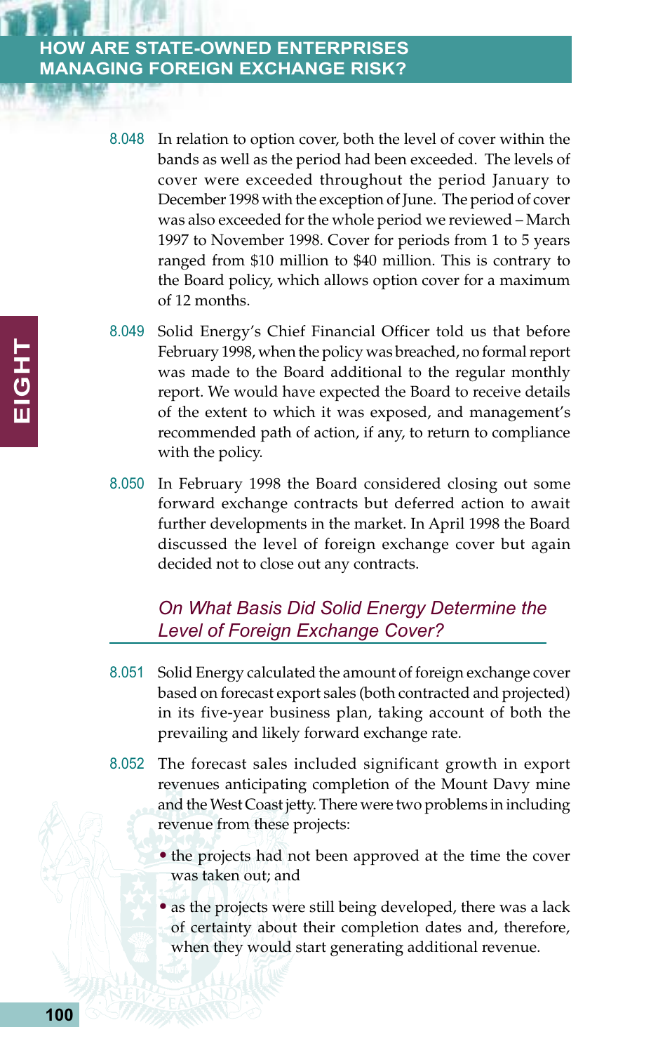8.048 In relation to option cover, both the level of cover within the bands as well as the period had been exceeded. The levels of cover were exceeded throughout the period January to December 1998 with the exception of June. The period of cover was also exceeded for the whole period we reviewed – March 1997 to November 1998. Cover for periods from 1 to 5 years ranged from $10 million to $40 million. This is contrary to the Board policy, which allows option cover for a maximum of 12 months.

8.049 Solid Energy's Chief Financial Officer told us that before February 1998, when the policy was breached, no formal report was made to the Board additional to the regular monthly report. We would have expected the Board to receive details of the extent to which it was exposed, and management's recommended path of action, if any, to return to compliance with the policy.

8.050 In February 1998 the Board considered closing out some forward exchange contracts but deferred action to await further developments in the market. In April 1998 the Board discussed the level of foreign exchange cover but again decided not to close out any contracts.

### *On What Basis Did Solid Energy Determine the Level of Foreign Exchange Cover?*

8.051 Solid Energy calculated the amount of foreign exchange cover based on forecast export sales (both contracted and projected) in its five-year business plan, taking account of both the prevailing and likely forward exchange rate.

8.052 The forecast sales included significant growth in export revenues anticipating completion of the Mount Davy mine and the West Coast jetty. There were two problems in including revenue from these projects:

- the projects had not been approved at the time the cover was taken out; and
- as the projects were still being developed, there was a lack of certainty about their completion dates and, therefore, when they would start generating additional revenue.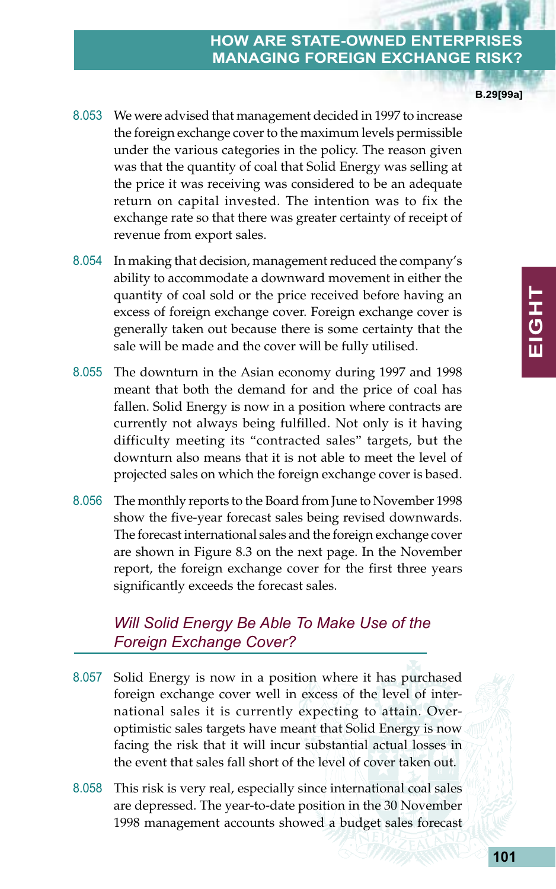8.053 We were advised that management decided in 1997 to increase the foreign exchange cover to the maximum levels permissible under the various categories in the policy. The reason given was that the quantity of coal that Solid Energy was selling at the price it was receiving was considered to be an adequate return on capital invested. The intention was to fix the exchange rate so that there was greater certainty of receipt of revenue from export sales.

8.054 In making that decision, management reduced the company's ability to accommodate a downward movement in either the quantity of coal sold or the price received before having an excess of foreign exchange cover. Foreign exchange cover is generally taken out because there is some certainty that the sale will be made and the cover will be fully utilised.

8.055 The downturn in the Asian economy during 1997 and 1998 meant that both the demand for and the price of coal has fallen. Solid Energy is now in a position where contracts are currently not always being fulfilled. Not only is it having difficulty meeting its "contracted sales" targets, but the downturn also means that it is not able to meet the level of projected sales on which the foreign exchange cover is based.

8.056 The monthly reports to the Board from June to November 1998 show the five-year forecast sales being revised downwards. The forecast international sales and the foreign exchange cover are shown in Figure 8.3 on the next page. In the November report, the foreign exchange cover for the first three years significantly exceeds the forecast sales.

### *Will Solid Energy Be Able To Make Use of the Foreign Exchange Cover?*

8.057 Solid Energy is now in a position where it has purchased foreign exchange cover well in excess of the level of international sales it is currently expecting to attain. Over-optimistic sales targets have meant that Solid Energy is now facing the risk that it will incur substantial actual losses in the event that sales fall short of the level of cover taken out.

8.058 This risk is very real, especially since international coal sales are depressed. The year-to-date position in the 30 November 1998 management accounts showed a budget sales forecast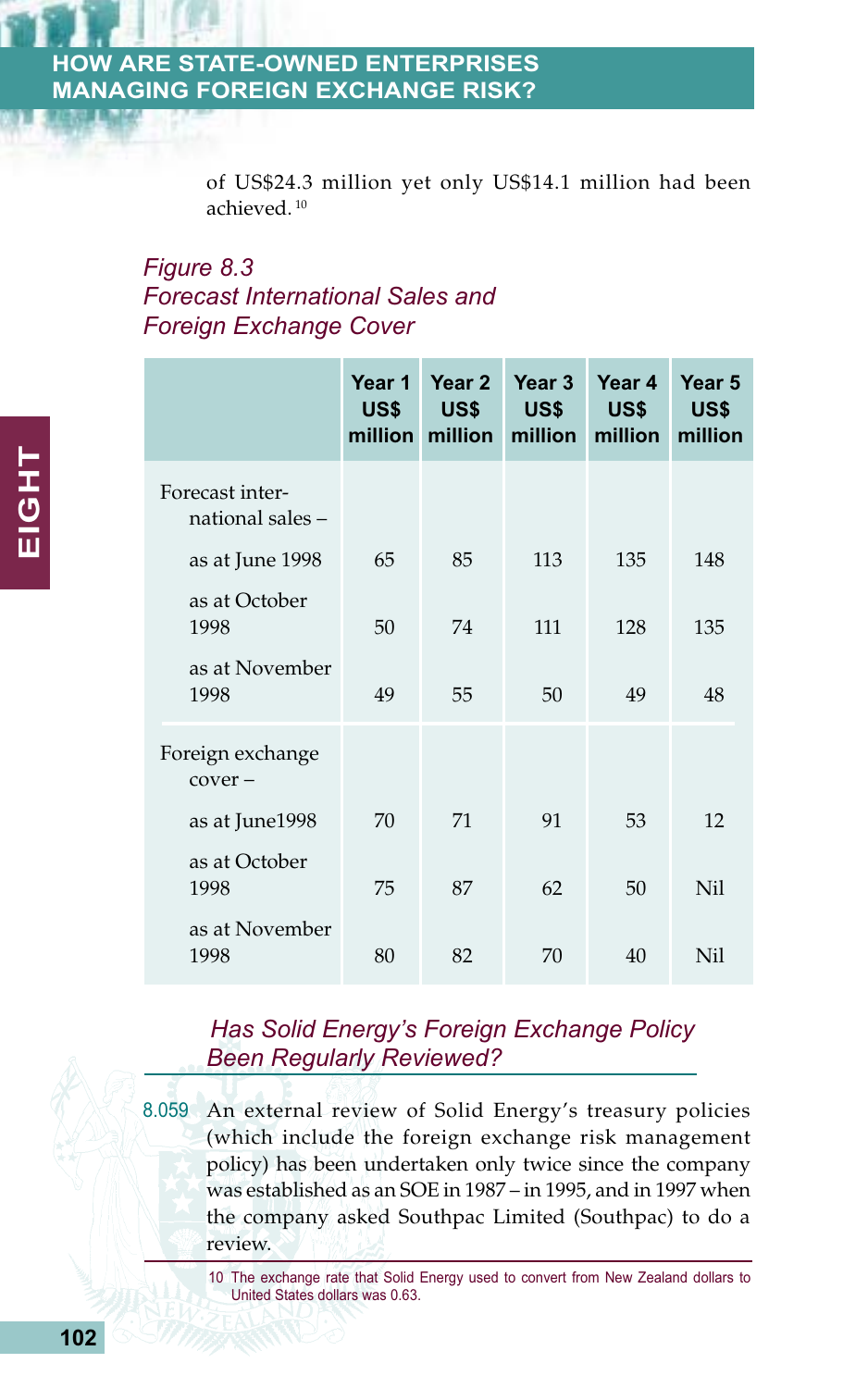of US$24.3 million yet only US$14.1 million had been achieved.[10]

*Figure 8.3*
*Forecast International Sales and Foreign Exchange Cover*

| | Year 1 US$ million | Year 2 US$ million | Year 3 US$ million | Year 4 US$ million | Year 5 US$ million |
|---|---|---|---|---|---|
| Forecast international sales – | | | | | |
| as at June 1998 | 65 | 85 | 113 | 135 | 148 |
| as at October 1998 | 50 | 74 | 111 | 128 | 135 |
| as at November 1998 | 49 | 55 | 50 | 49 | 48 |
| Foreign exchange cover – | | | | | |
| as at June1998 | 70 | 71 | 91 | 53 | 12 |
| as at October 1998 | 75 | 87 | 62 | 50 | Nil |
| as at November 1998 | 80 | 82 | 70 | 40 | Nil |

### *Has Solid Energy's Foreign Exchange Policy Been Regularly Reviewed?*

8.059 An external review of Solid Energy's treasury policies (which include the foreign exchange risk management policy) has been undertaken only twice since the company was established as an SOE in 1987 – in 1995, and in 1997 when the company asked Southpac Limited (Southpac) to do a review.

10 The exchange rate that Solid Energy used to convert from New Zealand dollars to United States dollars was 0.63.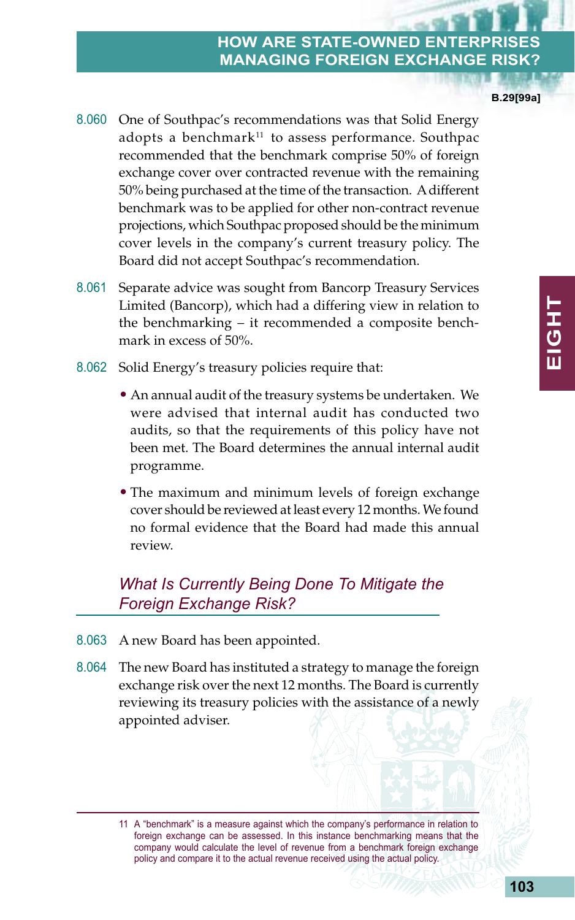8.060 One of Southpac's recommendations was that Solid Energy adopts a benchmark[11] to assess performance. Southpac recommended that the benchmark comprise 50% of foreign exchange cover over contracted revenue with the remaining 50% being purchased at the time of the transaction. A different benchmark was to be applied for other non-contract revenue projections, which Southpac proposed should be the minimum cover levels in the company's current treasury policy. The Board did not accept Southpac's recommendation.

8.061 Separate advice was sought from Bancorp Treasury Services Limited (Bancorp), which had a differing view in relation to the benchmarking – it recommended a composite benchmark in excess of 50%.

8.062 Solid Energy's treasury policies require that:

- An annual audit of the treasury systems be undertaken. We were advised that internal audit has conducted two audits, so that the requirements of this policy have not been met. The Board determines the annual internal audit programme.
- The maximum and minimum levels of foreign exchange cover should be reviewed at least every 12 months. We found no formal evidence that the Board had made this annual review.

### *What Is Currently Being Done To Mitigate the Foreign Exchange Risk?*

8.063 A new Board has been appointed.

8.064 The new Board has instituted a strategy to manage the foreign exchange risk over the next 12 months. The Board is currently reviewing its treasury policies with the assistance of a newly appointed adviser.

---

11 A "benchmark" is a measure against which the company's performance in relation to foreign exchange can be assessed. In this instance benchmarking means that the company would calculate the level of revenue from a benchmark foreign exchange policy and compare it to the actual revenue received using the actual policy.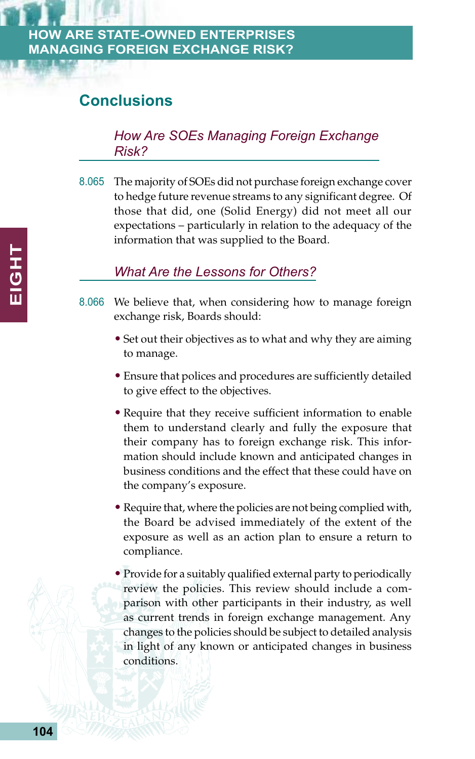## Conclusions

### *How Are SOEs Managing Foreign Exchange Risk?*

8.065 The majority of SOEs did not purchase foreign exchange cover to hedge future revenue streams to any significant degree. Of those that did, one (Solid Energy) did not meet all our expectations – particularly in relation to the adequacy of the information that was supplied to the Board.

### *What Are the Lessons for Others?*

8.066 We believe that, when considering how to manage foreign exchange risk, Boards should:

- Set out their objectives as to what and why they are aiming to manage.
- Ensure that polices and procedures are sufficiently detailed to give effect to the objectives.
- Require that they receive sufficient information to enable them to understand clearly and fully the exposure that their company has to foreign exchange risk. This information should include known and anticipated changes in business conditions and the effect that these could have on the company's exposure.
- Require that, where the policies are not being complied with, the Board be advised immediately of the extent of the exposure as well as an action plan to ensure a return to compliance.
- Provide for a suitably qualified external party to periodically review the policies. This review should include a comparison with other participants in their industry, as well as current trends in foreign exchange management. Any changes to the policies should be subject to detailed analysis in light of any known or anticipated changes in business conditions.